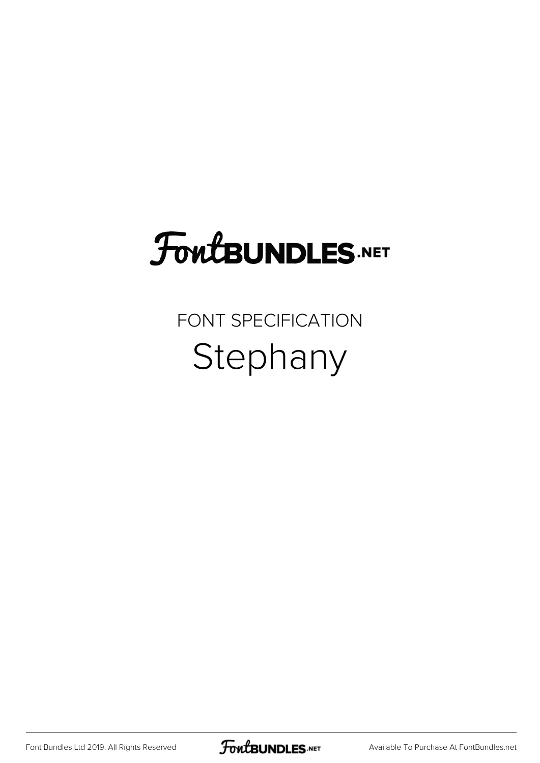# FontBUNDLES.NET

FONT SPECIFICATION

## Stephany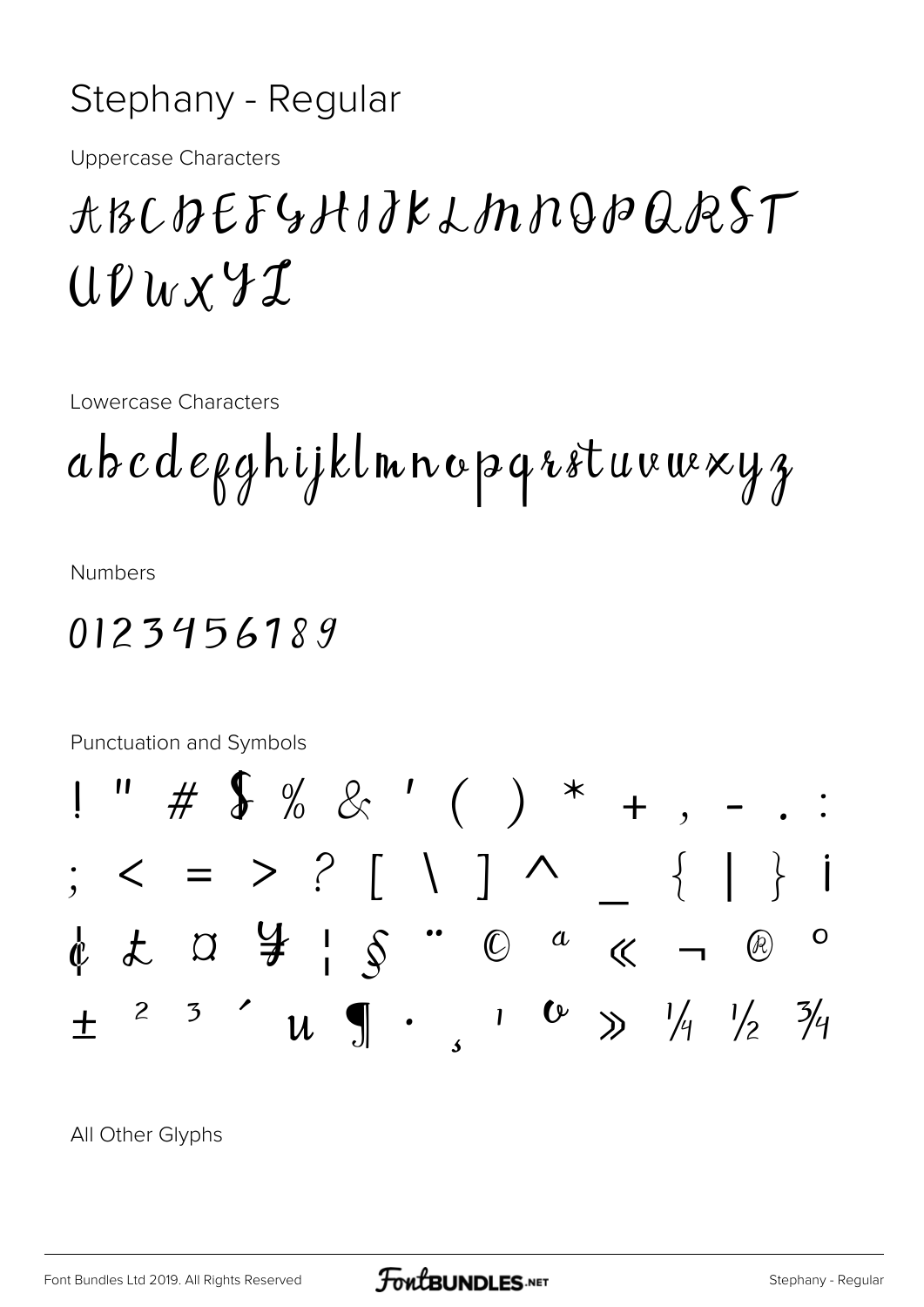# Stephany - Regular

Uppercase Characters

ABCDEFGHIJKLMNOPQRST UVWXYZ

Lowercase Characters

abcdefghijklmnopqrstuvwxyz

Numbers

0123456789

Punctuation and Symbols

! " # $ % & ' ( ) * + , - . : ; < = > ? [ \ ] ^ _ { | } ¡ ¢ £ ¤ ¥ ¦ § ¨ © ª « ¬ ® ° ± ² ³ ´ µ ¶ · ¸ ¹ º » ¼ ½ ¾

All Other Glyphs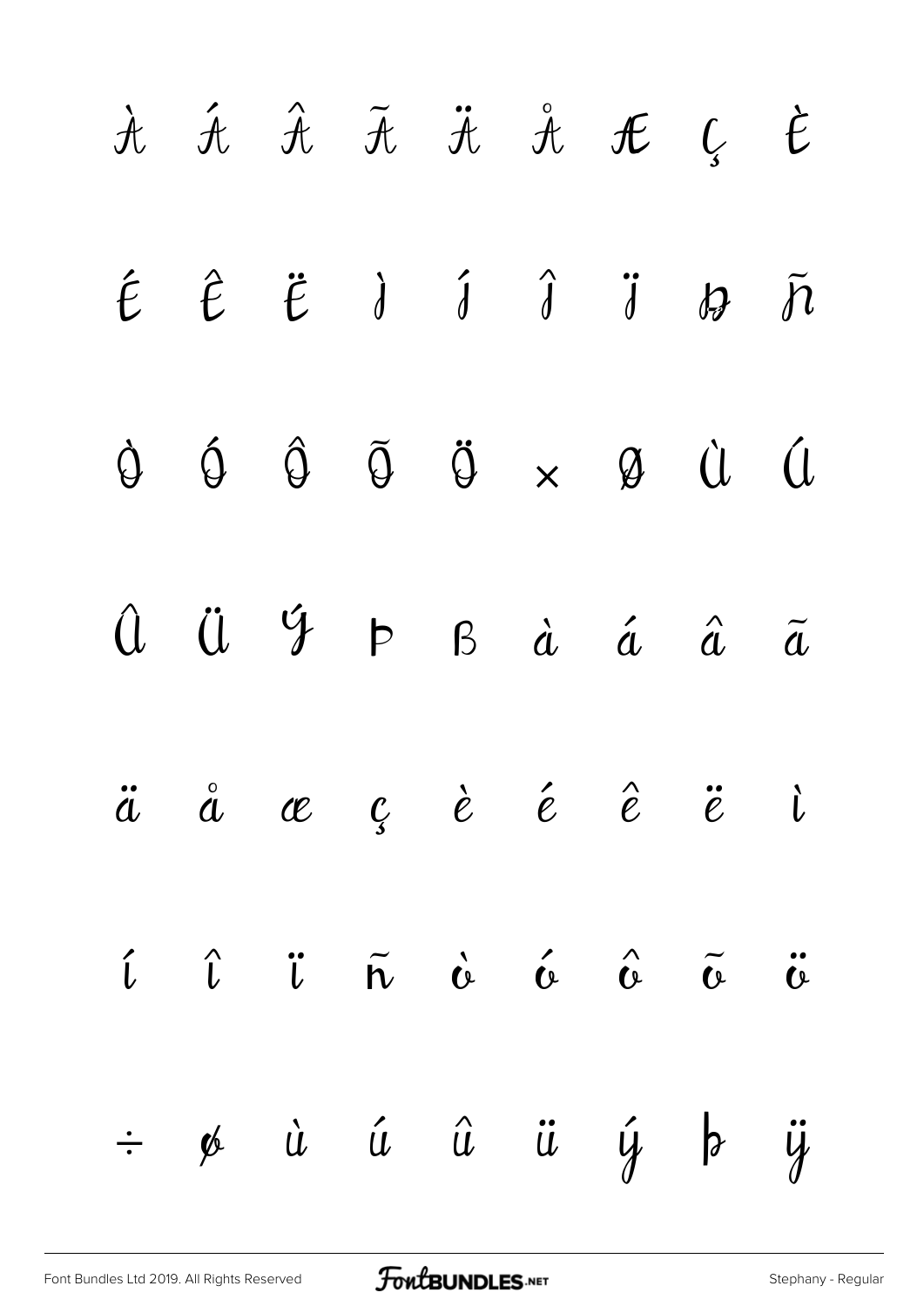À Á Â Ã Ä Å Æ Ç È

É Ê Ë Ì Í Î Ï Ð Ñ

Ò Ó Ô Õ Ö × Ø Ù Ú

Û Ü Ý Þ ß à á â ã

ä å æ ç è é ê ë ì

í î ï ñ ò ó ô õ ö

÷ ø ù ú û ü ý þ ÿ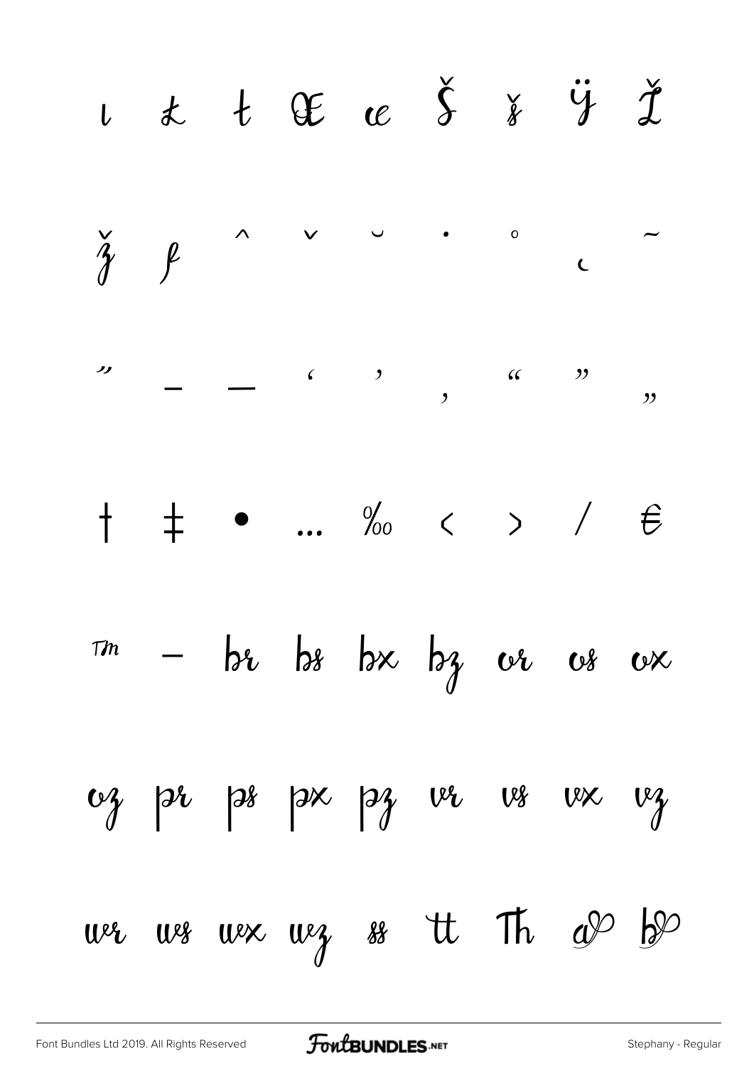ı ŀ ŧ Œ œ Š š Ÿ Ž

ž ƒ ˆ ˇ ˘ ˙ ˚ ˛ ˜

˝ – — ‘ ’ ‚ “ ” „

† ‡ • … ‰ ‹ › ⁄ €

™ − br bs bx bz or os ox

oz pr ps px pz vr vs vx vz

wr ws wx wz ss tt Th a b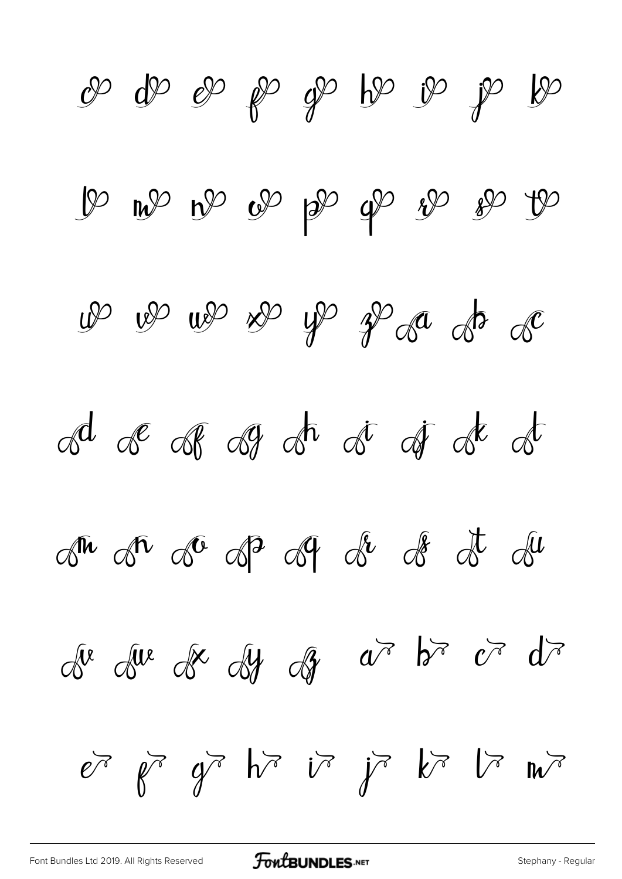c d e f g h i j k

l m n o p q r s t

u v w x y z a b c

d e f g h i j k l

m n o p q r s t u

v w x y z a b c d

e f g h i j k l m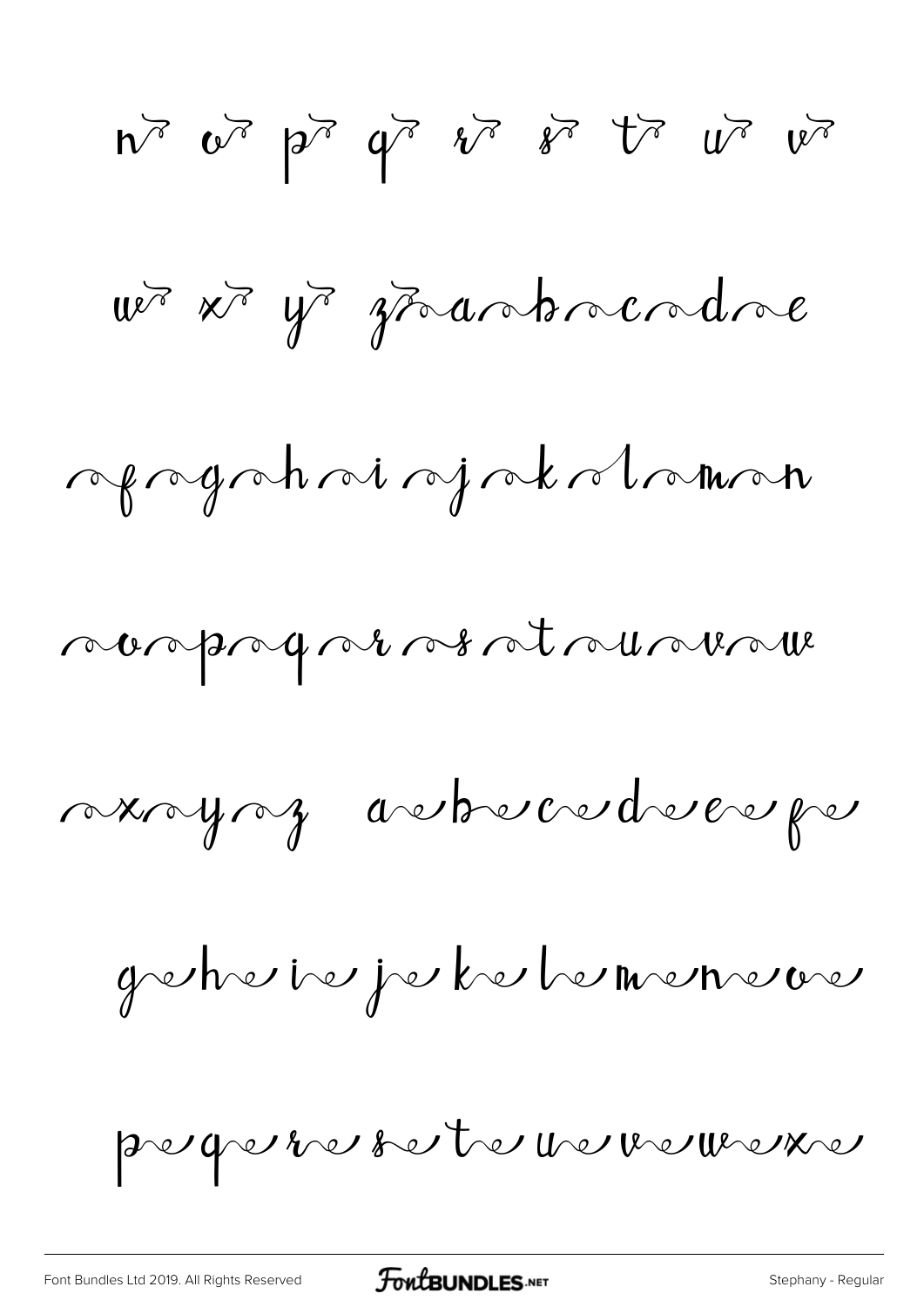n̄ ō p̄ q̄ r̄ s̄ t̄ ū v̄

w̄ x̄ ȳ z̄ aabacadae

afagahaiajakalaman

aoapaqarasatauavaw

axayaz aebecedeefe

geheiejekelemeneoe

pequereseteueveweexe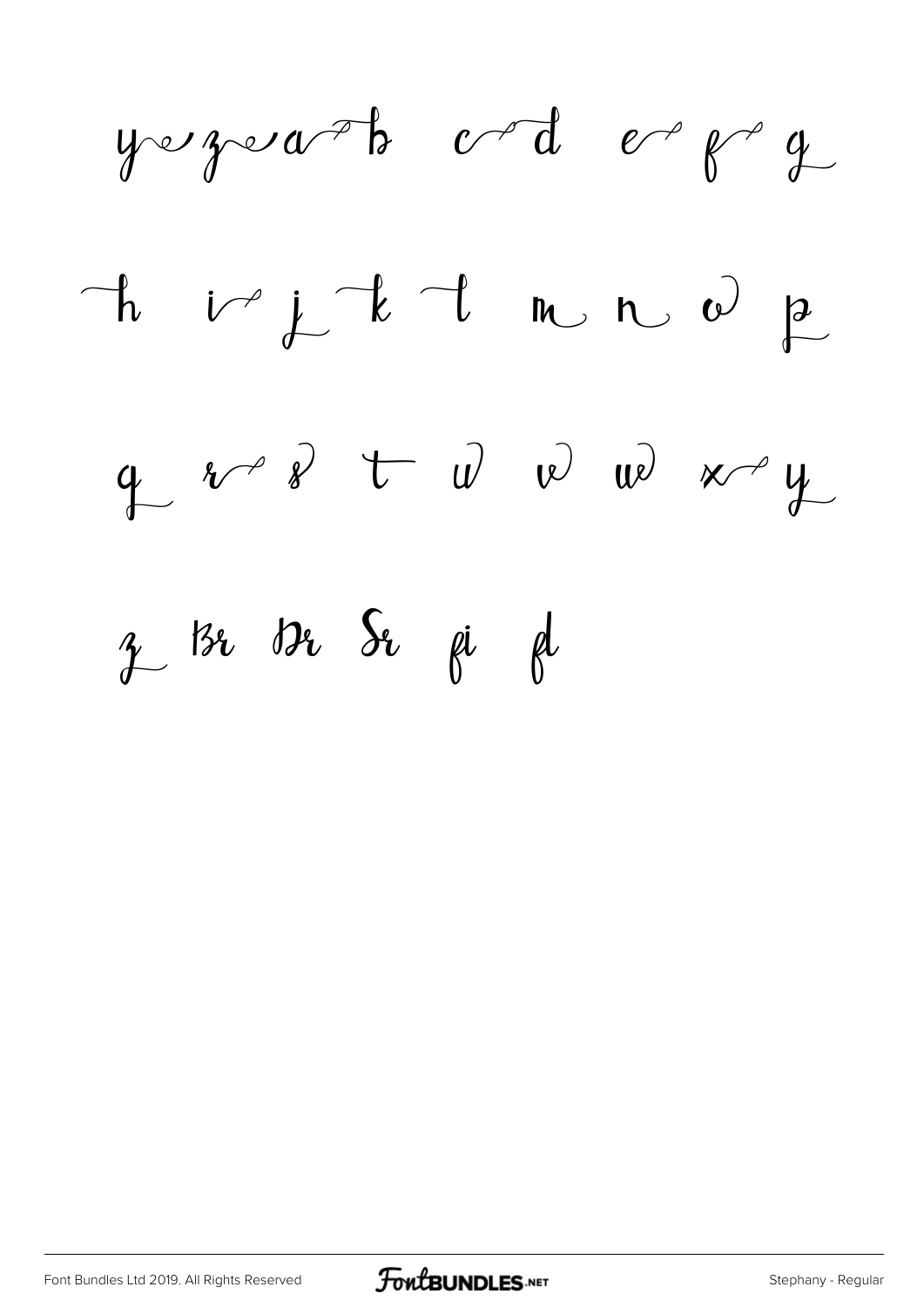y z a b c d e f g

h i j k l m n o p

q r s t u v w x y

z Br Dr Sr fi fl